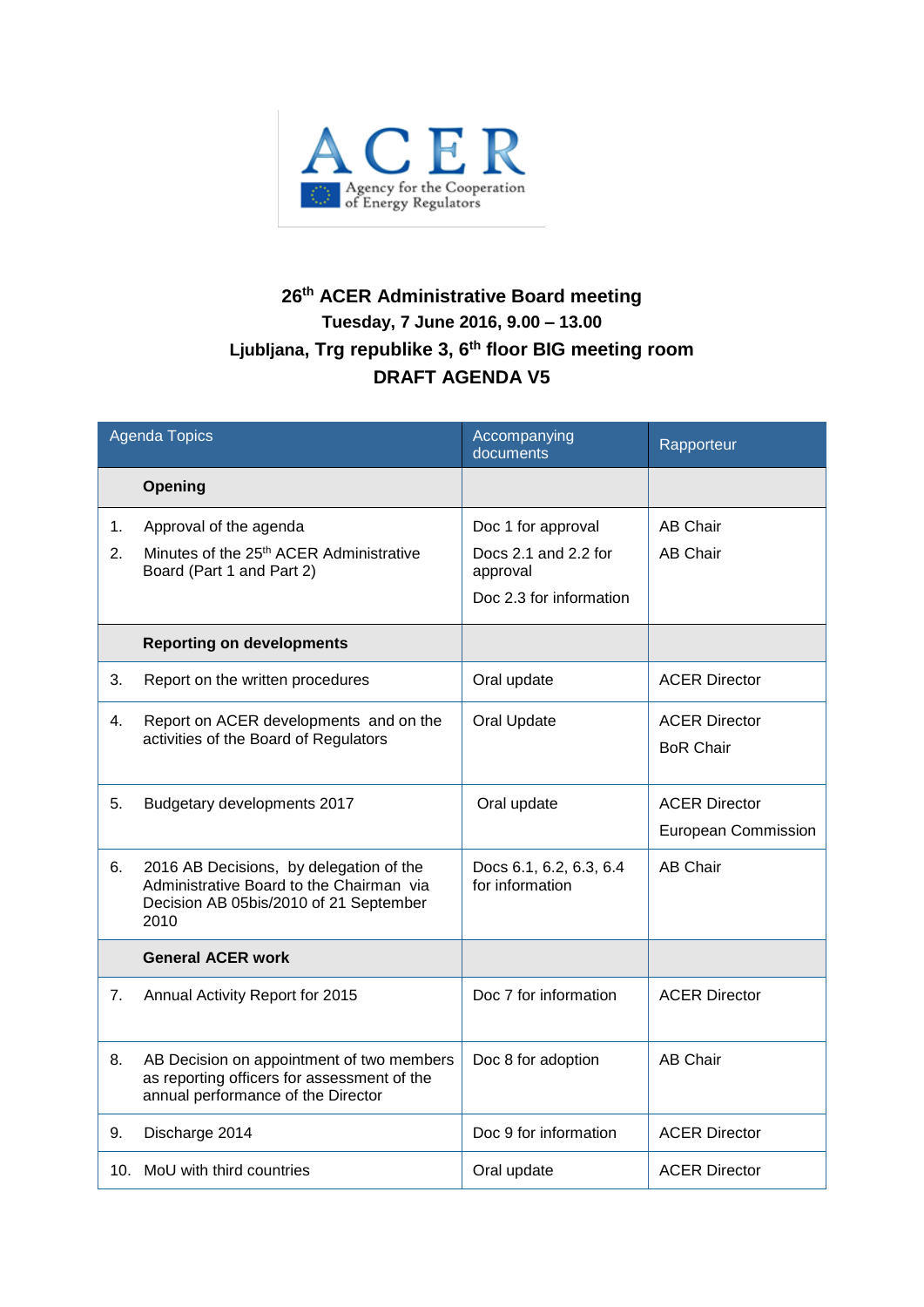ACER

Agency for the Cooperation of Energy Regulators

# 26th ACER Administrative Board meeting

**Tuesday, 7 June 2016, 9.00 – 13.00**

**Ljubljana, Trg republike 3, 6th floor BIG meeting room**

**DRAFT AGENDA V5**

| Agenda Topics | Accompanying documents | Rapporteur |
|---|---|---|
| **Opening** | | |
| 1. Approval of the agenda<br>2. Minutes of the 25th ACER Administrative Board (Part 1 and Part 2) | Doc 1 for approval<br>Docs 2.1 and 2.2 for approval<br>Doc 2.3 for information | AB Chair<br>AB Chair |
| **Reporting on developments** | | |
| 3. Report on the written procedures | Oral update | ACER Director |
| 4. Report on ACER developments and on the activities of the Board of Regulators | Oral Update | ACER Director<br>BoR Chair |
| 5. Budgetary developments 2017 | Oral update | ACER Director<br>European Commission |
| 6. 2016 AB Decisions, by delegation of the Administrative Board to the Chairman via Decision AB 05bis/2010 of 21 September 2010 | Docs 6.1, 6.2, 6.3, 6.4 for information | AB Chair |
| **General ACER work** | | |
| 7. Annual Activity Report for 2015 | Doc 7 for information | ACER Director |
| 8. AB Decision on appointment of two members as reporting officers for assessment of the annual performance of the Director | Doc 8 for adoption | AB Chair |
| 9. Discharge 2014 | Doc 9 for information | ACER Director |
| 10. MoU with third countries | Oral update | ACER Director |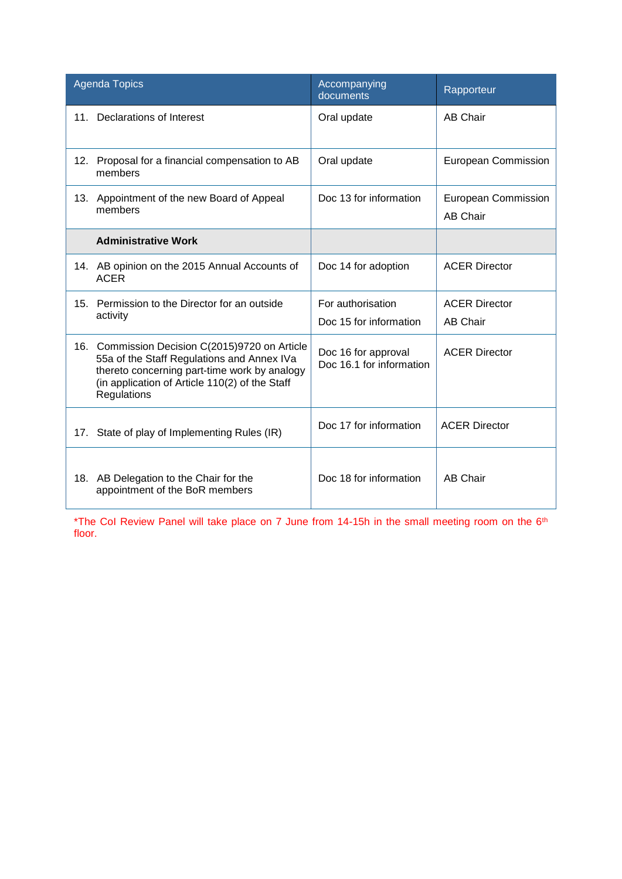| Agenda Topics | Accompanying documents | Rapporteur |
|---|---|---|
| 11. Declarations of Interest | Oral update | AB Chair |
| 12. Proposal for a financial compensation to AB members | Oral update | European Commission |
| 13. Appointment of the new Board of Appeal members | Doc 13 for information | European Commission<br>AB Chair |
| **Administrative Work** | | |
| 14. AB opinion on the 2015 Annual Accounts of ACER | Doc 14 for adoption | ACER Director |
| 15. Permission to the Director for an outside activity | For authorisation<br>Doc 15 for information | ACER Director<br>AB Chair |
| 16. Commission Decision C(2015)9720 on Article 55a of the Staff Regulations and Annex IVa thereto concerning part-time work by analogy (in application of Article 110(2) of the Staff Regulations | Doc 16 for approval<br>Doc 16.1 for information | ACER Director |
| 17. State of play of Implementing Rules (IR) | Doc 17 for information | ACER Director |
| 18. AB Delegation to the Chair for the appointment of the BoR members | Doc 18 for information | AB Chair |

*The CoI Review Panel will take place on 7 June from 14-15h in the small meeting room on the 6th floor.